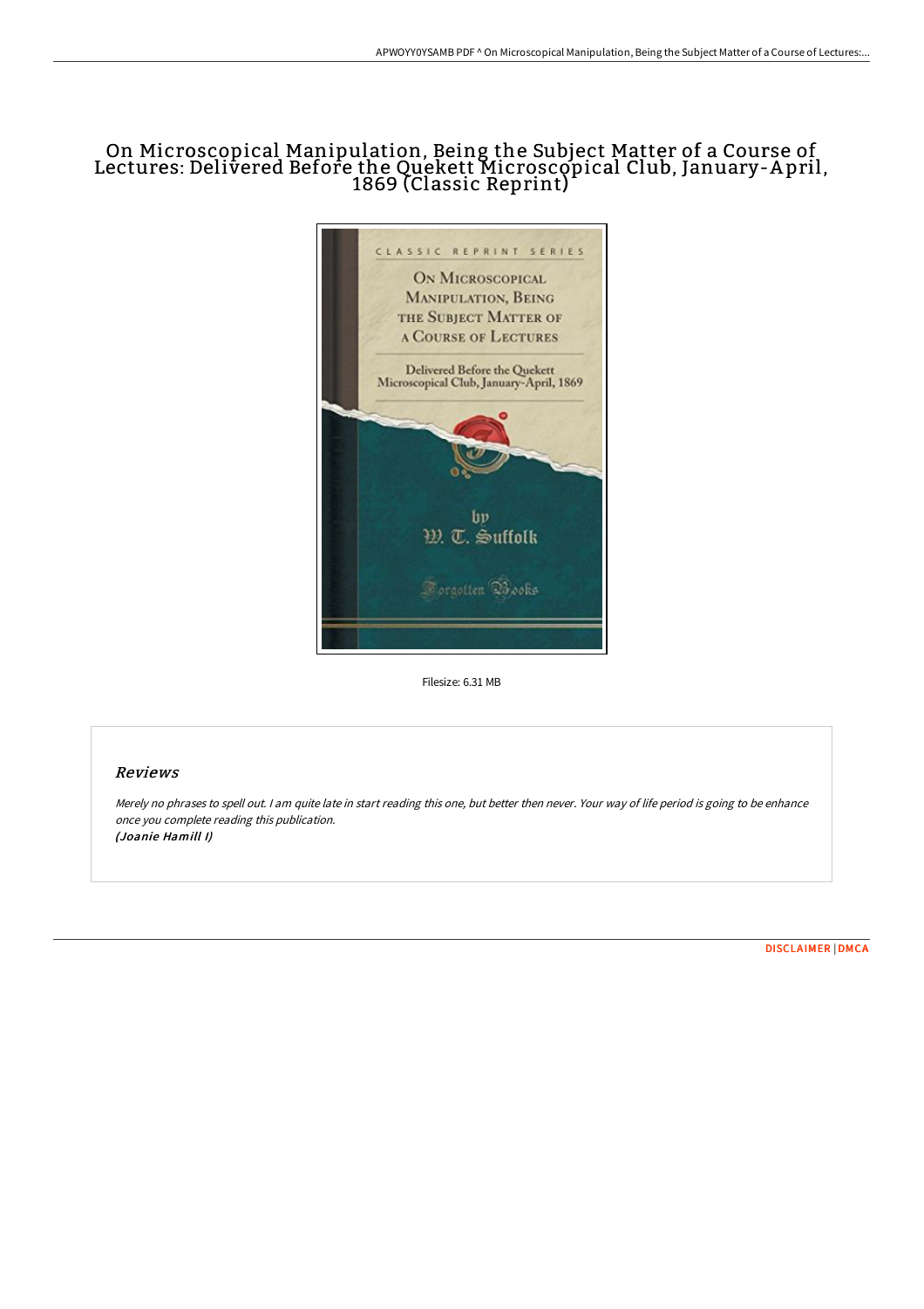# On Microscopical Manipulation, Being the Subject Matter of a Course of Lectures: Delivered Before the Quekett Microscopical Club, January-April, 1869 (Classic Reprint)

Filesize: 6.31 MB

## Reviews

*Merely no phrases to spell out. I am quite late in start reading this one, but better then never. Your way of life period is going to be enhance once you complete reading this publication.*
***(Joanie Hamill I)***

DISCLAIMER | DMCA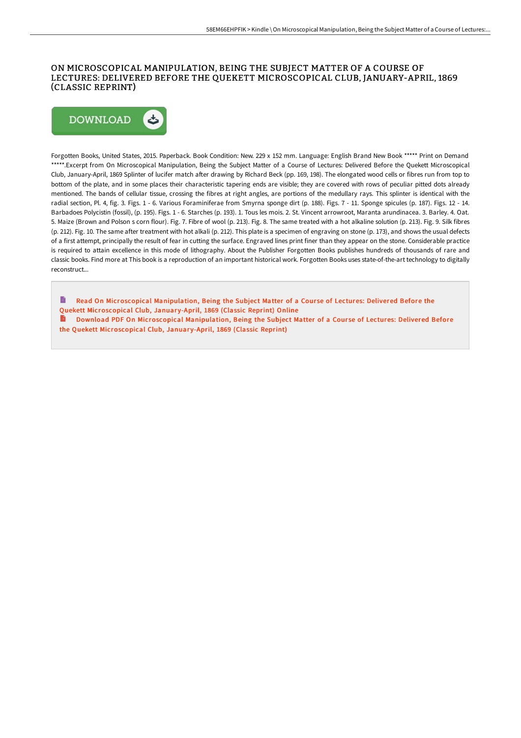# ON MICROSCOPICAL MANIPULATION, BEING THE SUBJECT MATTER OF A COURSE OF LECTURES: DELIVERED BEFORE THE QUEKETT MICROSCOPICAL CLUB, JANUARY-APRIL, 1869 (CLASSIC REPRINT)

DOWNLOAD

Forgotten Books, United States, 2015. Paperback. Book Condition: New. 229 x 152 mm. Language: English Brand New Book ***** Print on Demand *****.Excerpt from On Microscopical Manipulation, Being the Subject Matter of a Course of Lectures: Delivered Before the Quekett Microscopical Club, January-April, 1869 Splinter of lucifer match after drawing by Richard Beck (pp. 169, 198). The elongated wood cells or fibres run from top to bottom of the plate, and in some places their characteristic tapering ends are visible; they are covered with rows of peculiar pitted dots already mentioned. The bands of cellular tissue, crossing the fibres at right angles, are portions of the medullary rays. This splinter is identical with the radial section, Pl. 4, fig. 3. Figs. 1 - 6. Various Foraminiferae from Smyrna sponge dirt (p. 188). Figs. 7 - 11. Sponge spicules (p. 187). Figs. 12 - 14. Barbadoes Polycistin (fossil), (p. 195). Figs. 1 - 6. Starches (p. 193). 1. Tous les mois. 2. St. Vincent arrowroot, Maranta arundinacea. 3. Barley. 4. Oat. 5. Maize (Brown and Polson s corn flour). Fig. 7. Fibre of wool (p. 213). Fig. 8. The same treated with a hot alkaline solution (p. 213). Fig. 9. Silk fibres (p. 212). Fig. 10. The same after treatment with hot alkali (p. 212). This plate is a specimen of engraving on stone (p. 173), and shows the usual defects of a first attempt, principally the result of fear in cutting the surface. Engraved lines print finer than they appear on the stone. Considerable practice is required to attain excellence in this mode of lithography. About the Publisher Forgotten Books publishes hundreds of thousands of rare and classic books. Find more at This book is a reproduction of an important historical work. Forgotten Books uses state-of-the-art technology to digitally reconstruct...

Read On Microscopical Manipulation, Being the Subject Matter of a Course of Lectures: Delivered Before the Quekett Microscopical Club, January-April, 1869 (Classic Reprint) Online

Download PDF On Microscopical Manipulation, Being the Subject Matter of a Course of Lectures: Delivered Before the Quekett Microscopical Club, January-April, 1869 (Classic Reprint)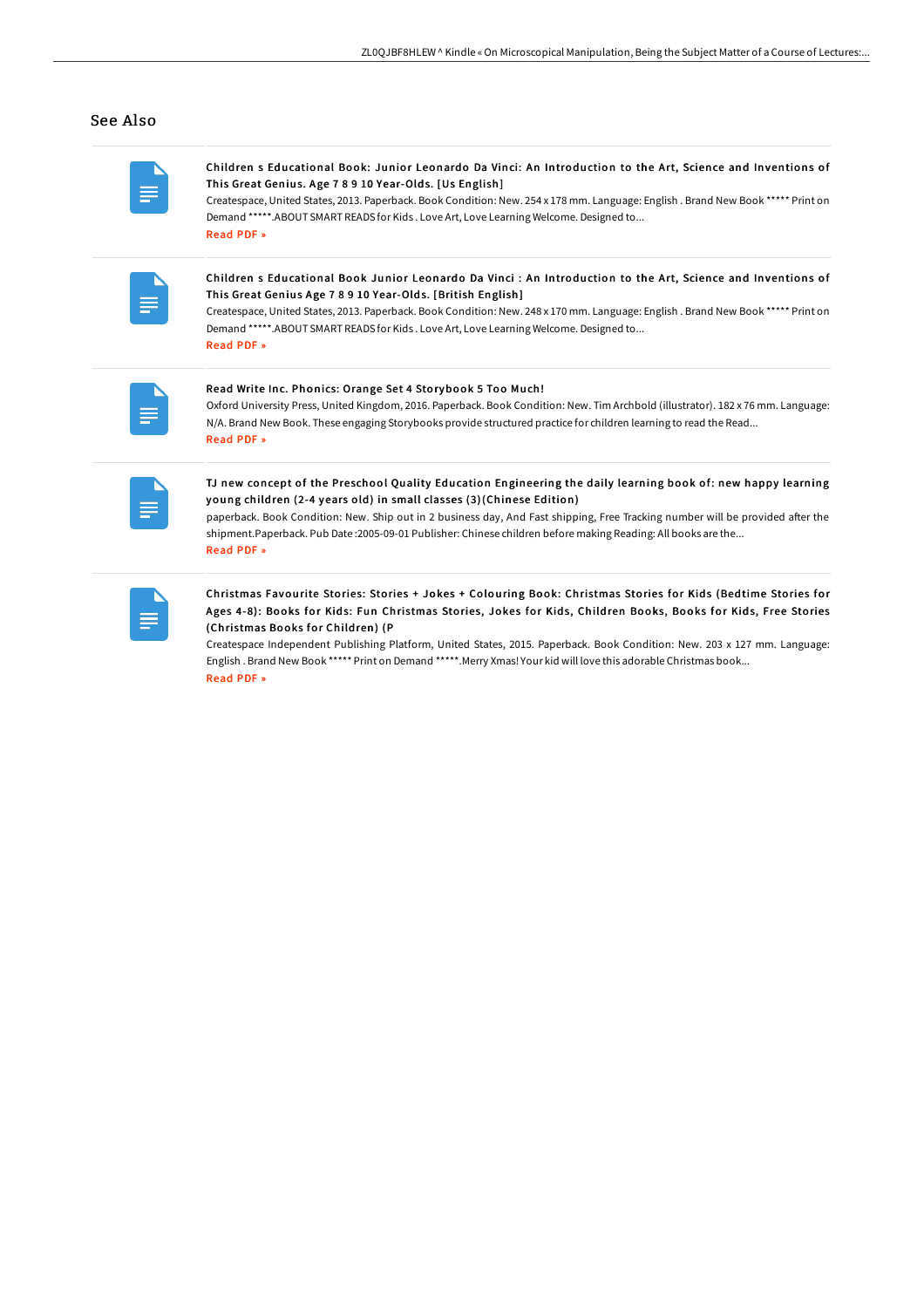## See Also

**Children s Educational Book: Junior Leonardo Da Vinci: An Introduction to the Art, Science and Inventions of This Great Genius. Age 7 8 9 10 Year-Olds. [Us English]**

Createspace, United States, 2013. Paperback. Book Condition: New. 254 x 178 mm. Language: English . Brand New Book ***** Print on Demand *****.ABOUT SMART READS for Kids . Love Art, Love Learning Welcome. Designed to...

Read PDF »

**Children s Educational Book Junior Leonardo Da Vinci : An Introduction to the Art, Science and Inventions of This Great Genius Age 7 8 9 10 Year-Olds. [British English]**

Createspace, United States, 2013. Paperback. Book Condition: New. 248 x 170 mm. Language: English . Brand New Book ***** Print on Demand *****.ABOUT SMART READS for Kids . Love Art, Love Learning Welcome. Designed to...

Read PDF »

**Read Write Inc. Phonics: Orange Set 4 Storybook 5 Too Much!**

Oxford University Press, United Kingdom, 2016. Paperback. Book Condition: New. Tim Archbold (illustrator). 182 x 76 mm. Language: N/A. Brand New Book. These engaging Storybooks provide structured practice for children learning to read the Read...

Read PDF »

**TJ new concept of the Preschool Quality Education Engineering the daily learning book of: new happy learning young children (2-4 years old) in small classes (3)(Chinese Edition)**

paperback. Book Condition: New. Ship out in 2 business day, And Fast shipping, Free Tracking number will be provided after the shipment.Paperback. Pub Date :2005-09-01 Publisher: Chinese children before making Reading: All books are the...

Read PDF »

**Christmas Favourite Stories: Stories + Jokes + Colouring Book: Christmas Stories for Kids (Bedtime Stories for Ages 4-8): Books for Kids: Fun Christmas Stories, Jokes for Kids, Children Books, Books for Kids, Free Stories (Christmas Books for Children) (P**

Createspace Independent Publishing Platform, United States, 2015. Paperback. Book Condition: New. 203 x 127 mm. Language: English . Brand New Book ***** Print on Demand *****.Merry Xmas! Your kid will love this adorable Christmas book...

Read PDF »